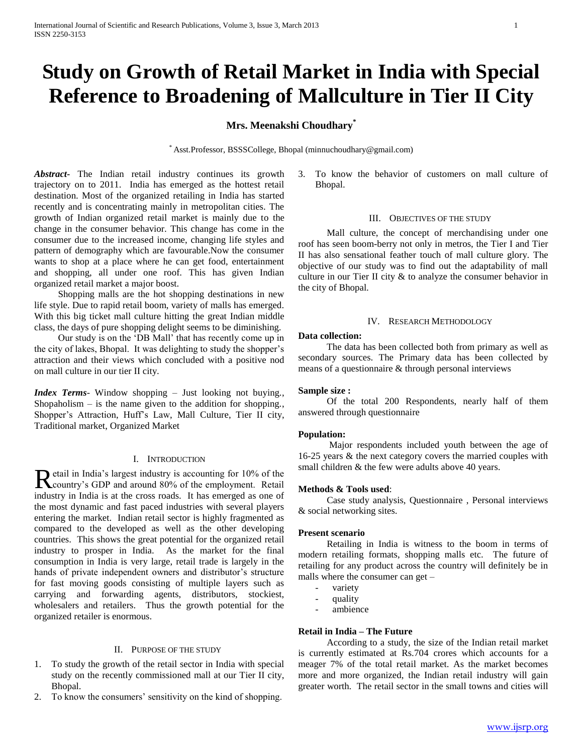# Study on Growth of Retail Market in India with Special Reference to Broadening of Mallculture in Tier II City

**Mrs. Meenakshi Choudhary[*]**

[*] Asst.Professor, BSSSCollege, Bhopal (minnuchoudhary@gmail.com)

***Abstract-*** The Indian retail industry continues its growth trajectory on to 2011. India has emerged as the hottest retail destination. Most of the organized retailing in India has started recently and is concentrating mainly in metropolitan cities. The growth of Indian organized retail market is mainly due to the change in the consumer behavior. This change has come in the consumer due to the increased income, changing life styles and pattern of demography which are favourable.Now the consumer wants to shop at a place where he can get food, entertainment and shopping, all under one roof. This has given Indian organized retail market a major boost.

Shopping malls are the hot shopping destinations in new life style. Due to rapid retail boom, variety of malls has emerged. With this big ticket mall culture hitting the great Indian middle class, the days of pure shopping delight seems to be diminishing.

Our study is on the 'DB Mall' that has recently come up in the city of lakes, Bhopal. It was delighting to study the shopper's attraction and their views which concluded with a positive nod on mall culture in our tier II city.

***Index Terms-*** Window shopping – Just looking not buying., Shopaholism – is the name given to the addition for shopping., Shopper's Attraction, Huff's Law, Mall Culture, Tier II city, Traditional market, Organized Market

## I. Introduction

Retail in India's largest industry is accounting for 10% of the country's GDP and around 80% of the employment. Retail industry in India is at the cross roads. It has emerged as one of the most dynamic and fast paced industries with several players entering the market. Indian retail sector is highly fragmented as compared to the developed as well as the other developing countries. This shows the great potential for the organized retail industry to prosper in India. As the market for the final consumption in India is very large, retail trade is largely in the hands of private independent owners and distributor's structure for fast moving goods consisting of multiple layers such as carrying and forwarding agents, distributors, stockiest, wholesalers and retailers. Thus the growth potential for the organized retailer is enormous.

## II. Purpose of the Study

1. To study the growth of the retail sector in India with special study on the recently commissioned mall at our Tier II city, Bhopal.
2. To know the consumers' sensitivity on the kind of shopping.
3. To know the behavior of customers on mall culture of Bhopal.

## III. Objectives of the Study

Mall culture, the concept of merchandising under one roof has seen boom-berry not only in metros, the Tier I and Tier II has also sensational feather touch of mall culture glory. The objective of our study was to find out the adaptability of mall culture in our Tier II city & to analyze the consumer behavior in the city of Bhopal.

## IV. Research Methodology

**Data collection:**

The data has been collected both from primary as well as secondary sources. The Primary data has been collected by means of a questionnaire & through personal interviews

**Sample size :**

Of the total 200 Respondents, nearly half of them answered through questionnaire

**Population:**

Major respondents included youth between the age of 16-25 years & the next category covers the married couples with small children & the few were adults above 40 years.

**Methods & Tools used**:

Case study analysis, Questionnaire , Personal interviews & social networking sites.

**Present scenario**

Retailing in India is witness to the boom in terms of modern retailing formats, shopping malls etc. The future of retailing for any product across the country will definitely be in malls where the consumer can get –

- variety
- quality
- ambience

**Retail in India – The Future**

According to a study, the size of the Indian retail market is currently estimated at Rs.704 crores which accounts for a meager 7% of the total retail market. As the market becomes more and more organized, the Indian retail industry will gain greater worth. The retail sector in the small towns and cities will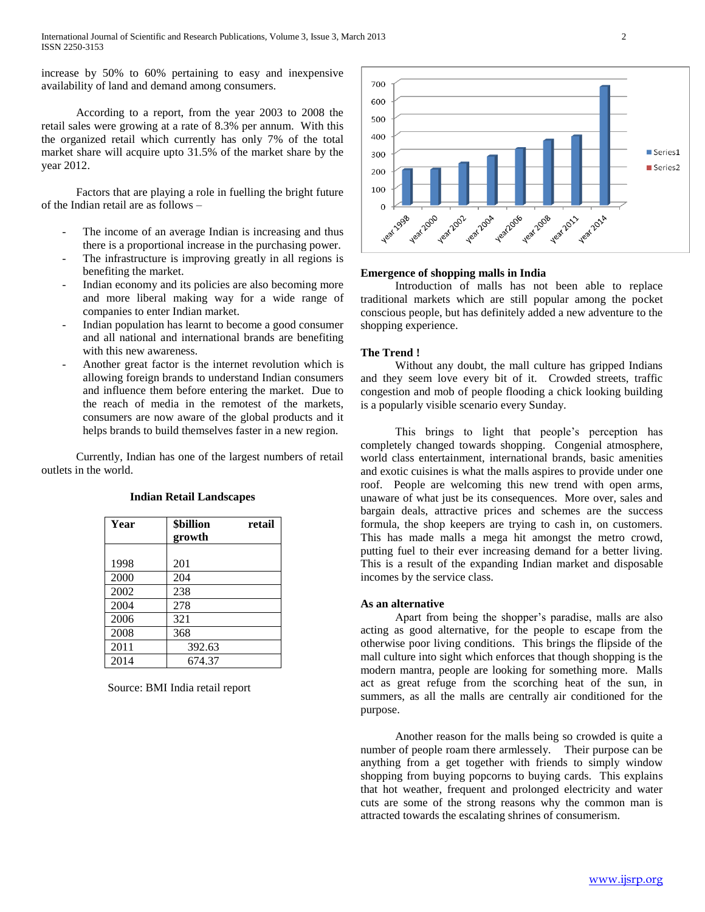increase by 50% to 60% pertaining to easy and inexpensive availability of land and demand among consumers.

According to a report, from the year 2003 to 2008 the retail sales were growing at a rate of 8.3% per annum. With this the organized retail which currently has only 7% of the total market share will acquire upto 31.5% of the market share by the year 2012.

Factors that are playing a role in fuelling the bright future of the Indian retail are as follows –

- The income of an average Indian is increasing and thus there is a proportional increase in the purchasing power.
- The infrastructure is improving greatly in all regions is benefiting the market.
- Indian economy and its policies are also becoming more and more liberal making way for a wide range of companies to enter Indian market.
- Indian population has learnt to become a good consumer and all national and international brands are benefiting with this new awareness.
- Another great factor is the internet revolution which is allowing foreign brands to understand Indian consumers and influence them before entering the market. Due to the reach of media in the remotest of the markets, consumers are now aware of the global products and it helps brands to build themselves faster in a new region.

Currently, Indian has one of the largest numbers of retail outlets in the world.

**Indian Retail Landscapes**

| Year | $billion retail growth |
|---|---|
| 1998 | 201 |
| 2000 | 204 |
| 2002 | 238 |
| 2004 | 278 |
| 2006 | 321 |
| 2008 | 368 |
| 2011 | 392.63 |
| 2014 | 674.37 |

Source: BMI India retail report

**Emergence of shopping malls in India**

Introduction of malls has not been able to replace traditional markets which are still popular among the pocket conscious people, but has definitely added a new adventure to the shopping experience.

**The Trend !**

Without any doubt, the mall culture has gripped Indians and they seem love every bit of it. Crowded streets, traffic congestion and mob of people flooding a chick looking building is a popularly visible scenario every Sunday.

This brings to light that people's perception has completely changed towards shopping. Congenial atmosphere, world class entertainment, international brands, basic amenities and exotic cuisines is what the malls aspires to provide under one roof. People are welcoming this new trend with open arms, unaware of what just be its consequences. More over, sales and bargain deals, attractive prices and schemes are the success formula, the shop keepers are trying to cash in, on customers. This has made malls a mega hit amongst the metro crowd, putting fuel to their ever increasing demand for a better living. This is a result of the expanding Indian market and disposable incomes by the service class.

**As an alternative**

Apart from being the shopper's paradise, malls are also acting as good alternative, for the people to escape from the otherwise poor living conditions. This brings the flipside of the mall culture into sight which enforces that though shopping is the modern mantra, people are looking for something more. Malls act as great refuge from the scorching heat of the sun, in summers, as all the malls are centrally air conditioned for the purpose.

Another reason for the malls being so crowded is quite a number of people roam there armlessely. Their purpose can be anything from a get together with friends to simply window shopping from buying popcorns to buying cards. This explains that hot weather, frequent and prolonged electricity and water cuts are some of the strong reasons why the common man is attracted towards the escalating shrines of consumerism.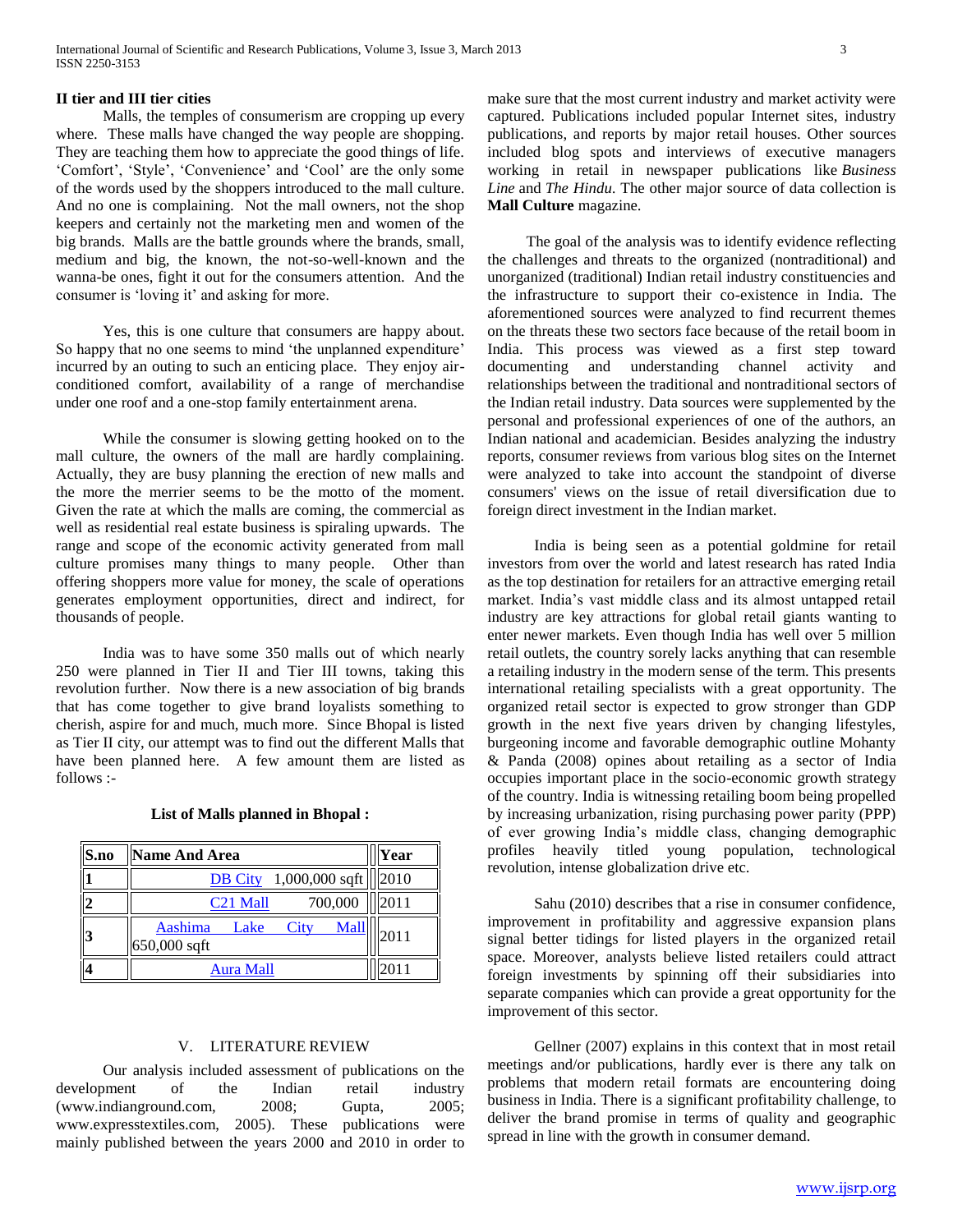**II tier and III tier cities**

Malls, the temples of consumerism are cropping up every where. These malls have changed the way people are shopping. They are teaching them how to appreciate the good things of life. 'Comfort', 'Style', 'Convenience' and 'Cool' are the only some of the words used by the shoppers introduced to the mall culture. And no one is complaining. Not the mall owners, not the shop keepers and certainly not the marketing men and women of the big brands. Malls are the battle grounds where the brands, small, medium and big, the known, the not-so-well-known and the wanna-be ones, fight it out for the consumers attention. And the consumer is 'loving it' and asking for more.

Yes, this is one culture that consumers are happy about. So happy that no one seems to mind 'the unplanned expenditure' incurred by an outing to such an enticing place. They enjoy air-conditioned comfort, availability of a range of merchandise under one roof and a one-stop family entertainment arena.

While the consumer is slowing getting hooked on to the mall culture, the owners of the mall are hardly complaining. Actually, they are busy planning the erection of new malls and the more the merrier seems to be the motto of the moment. Given the rate at which the malls are coming, the commercial as well as residential real estate business is spiraling upwards. The range and scope of the economic activity generated from mall culture promises many things to many people. Other than offering shoppers more value for money, the scale of operations generates employment opportunities, direct and indirect, for thousands of people.

India was to have some 350 malls out of which nearly 250 were planned in Tier II and Tier III towns, taking this revolution further. Now there is a new association of big brands that has come together to give brand loyalists something to cherish, aspire for and much, much more. Since Bhopal is listed as Tier II city, our attempt was to find out the different Malls that have been planned here. A few amount them are listed as follows :-

**List of Malls planned in Bhopal :**

| S.no | Name And Area | Year |
|---|---|---|
| 1 | DB City 1,000,000 sqft | 2010 |
| 2 | C21 Mall 700,000 | 2011 |
| 3 | Aashima Lake City Mall 650,000 sqft | 2011 |
| 4 | Aura Mall | 2011 |

## V. LITERATURE REVIEW

Our analysis included assessment of publications on the development of the Indian retail industry (www.indianground.com, 2008; Gupta, 2005; www.expresstextiles.com, 2005). These publications were mainly published between the years 2000 and 2010 in order to make sure that the most current industry and market activity were captured. Publications included popular Internet sites, industry publications, and reports by major retail houses. Other sources included blog spots and interviews of executive managers working in retail in newspaper publications like *Business Line* and *The Hindu.* The other major source of data collection is **Mall Culture** magazine.

The goal of the analysis was to identify evidence reflecting the challenges and threats to the organized (nontraditional) and unorganized (traditional) Indian retail industry constituencies and the infrastructure to support their co-existence in India. The aforementioned sources were analyzed to find recurrent themes on the threats these two sectors face because of the retail boom in India. This process was viewed as a first step toward documenting and understanding channel activity and relationships between the traditional and nontraditional sectors of the Indian retail industry. Data sources were supplemented by the personal and professional experiences of one of the authors, an Indian national and academician. Besides analyzing the industry reports, consumer reviews from various blog sites on the Internet were analyzed to take into account the standpoint of diverse consumers' views on the issue of retail diversification due to foreign direct investment in the Indian market.

India is being seen as a potential goldmine for retail investors from over the world and latest research has rated India as the top destination for retailers for an attractive emerging retail market. India's vast middle class and its almost untapped retail industry are key attractions for global retail giants wanting to enter newer markets. Even though India has well over 5 million retail outlets, the country sorely lacks anything that can resemble a retailing industry in the modern sense of the term. This presents international retailing specialists with a great opportunity. The organized retail sector is expected to grow stronger than GDP growth in the next five years driven by changing lifestyles, burgeoning income and favorable demographic outline Mohanty & Panda (2008) opines about retailing as a sector of India occupies important place in the socio-economic growth strategy of the country. India is witnessing retailing boom being propelled by increasing urbanization, rising purchasing power parity (PPP) of ever growing India's middle class, changing demographic profiles heavily titled young population, technological revolution, intense globalization drive etc.

Sahu (2010) describes that a rise in consumer confidence, improvement in profitability and aggressive expansion plans signal better tidings for listed players in the organized retail space. Moreover, analysts believe listed retailers could attract foreign investments by spinning off their subsidiaries into separate companies which can provide a great opportunity for the improvement of this sector.

Gellner (2007) explains in this context that in most retail meetings and/or publications, hardly ever is there any talk on problems that modern retail formats are encountering doing business in India. There is a significant profitability challenge, to deliver the brand promise in terms of quality and geographic spread in line with the growth in consumer demand.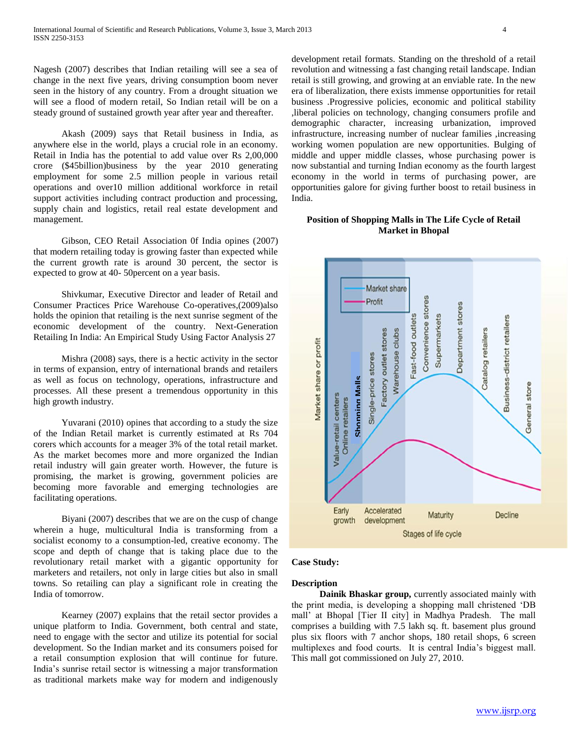Nagesh (2007) describes that Indian retailing will see a sea of change in the next five years, driving consumption boom never seen in the history of any country. From a drought situation we will see a flood of modern retail, So Indian retail will be on a steady ground of sustained growth year after year and thereafter.

Akash (2009) says that Retail business in India, as anywhere else in the world, plays a crucial role in an economy. Retail in India has the potential to add value over Rs 2,00,000 crore ($45billion)business by the year 2010 generating employment for some 2.5 million people in various retail operations and over10 million additional workforce in retail support activities including contract production and processing, supply chain and logistics, retail real estate development and management.

Gibson, CEO Retail Association 0f India opines (2007) that modern retailing today is growing faster than expected while the current growth rate is around 30 percent, the sector is expected to grow at 40- 50percent on a year basis.

Shivkumar, Executive Director and leader of Retail and Consumer Practices Price Warehouse Co-operatives,(2009)also holds the opinion that retailing is the next sunrise segment of the economic development of the country. Next-Generation Retailing In India: An Empirical Study Using Factor Analysis 27

Mishra (2008) says, there is a hectic activity in the sector in terms of expansion, entry of international brands and retailers as well as focus on technology, operations, infrastructure and processes. All these present a tremendous opportunity in this high growth industry.

Yuvarani (2010) opines that according to a study the size of the Indian Retail market is currently estimated at Rs 704 corers which accounts for a meager 3% of the total retail market. As the market becomes more and more organized the Indian retail industry will gain greater worth. However, the future is promising, the market is growing, government policies are becoming more favorable and emerging technologies are facilitating operations.

Biyani (2007) describes that we are on the cusp of change wherein a huge, multicultural India is transforming from a socialist economy to a consumption-led, creative economy. The scope and depth of change that is taking place due to the revolutionary retail market with a gigantic opportunity for marketers and retailers, not only in large cities but also in small towns. So retailing can play a significant role in creating the India of tomorrow.

Kearney (2007) explains that the retail sector provides a unique platform to India. Government, both central and state, need to engage with the sector and utilize its potential for social development. So the Indian market and its consumers poised for a retail consumption explosion that will continue for future. India's sunrise retail sector is witnessing a major transformation as traditional markets make way for modern and indigenously development retail formats. Standing on the threshold of a retail revolution and witnessing a fast changing retail landscape. Indian retail is still growing, and growing at an enviable rate. In the new era of liberalization, there exists immense opportunities for retail business .Progressive policies, economic and political stability ,liberal policies on technology, changing consumers profile and demographic character, increasing urbanization, improved infrastructure, increasing number of nuclear families ,increasing working women population are new opportunities. Bulging of middle and upper middle classes, whose purchasing power is now substantial and turning Indian economy as the fourth largest economy in the world in terms of purchasing power, are opportunities galore for giving further boost to retail business in India.

**Position of Shopping Malls in The Life Cycle of Retail Market in Bhopal**

**Case Study:**

**Description**

**Dainik Bhaskar group,** currently associated mainly with the print media, is developing a shopping mall christened 'DB mall' at Bhopal [Tier II city] in Madhya Pradesh. The mall comprises a building with 7.5 lakh sq. ft. basement plus ground plus six floors with 7 anchor shops, 180 retail shops, 6 screen multiplexes and food courts. It is central India's biggest mall. This mall got commissioned on July 27, 2010.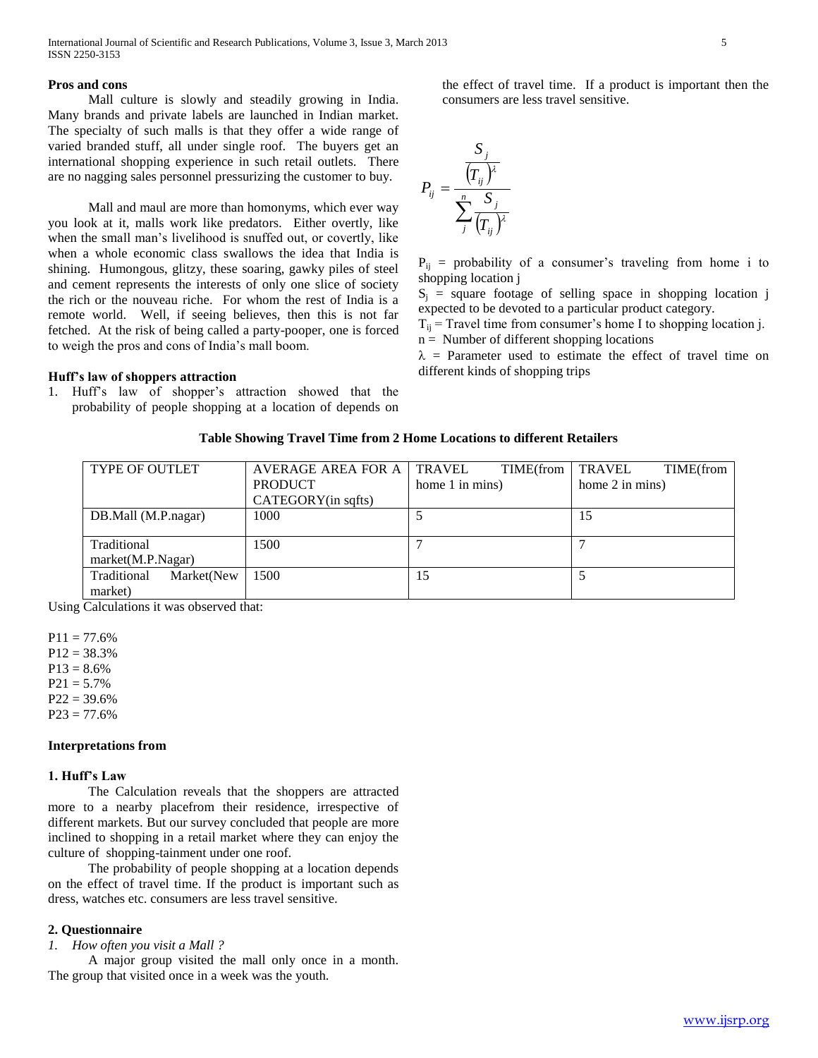**Pros and cons**

Mall culture is slowly and steadily growing in India. Many brands and private labels are launched in Indian market. The specialty of such malls is that they offer a wide range of varied branded stuff, all under single roof. The buyers get an international shopping experience in such retail outlets. There are no nagging sales personnel pressurizing the customer to buy.

Mall and maul are more than homonyms, which ever way you look at it, malls work like predators. Either overtly, like when the small man's livelihood is snuffed out, or covertly, like when a whole economic class swallows the idea that India is shining. Humongous, glitzy, these soaring, gawky piles of steel and cement represents the interests of only one slice of society the rich or the nouveau riche. For whom the rest of India is a remote world. Well, if seeing believes, then this is not far fetched. At the risk of being called a party-pooper, one is forced to weigh the pros and cons of India's mall boom.

**Huff's law of shoppers attraction**

1. Huff's law of shopper's attraction showed that the probability of people shopping at a location of depends on the effect of travel time. If a product is important then the consumers are less travel sensitive.

$$P_{ij} = \frac{\dfrac{S_j}{(T_{ij})^{\lambda}}}{\sum_{j}^{n} \dfrac{S_j}{(T_{ij})^{\lambda}}}$$

$P_{ij}$ = probability of a consumer's traveling from home i to shopping location j

$S_j$ = square footage of selling space in shopping location j expected to be devoted to a particular product category.

$T_{ij}$ = Travel time from consumer's home I to shopping location j.

n = Number of different shopping locations

$\lambda$ = Parameter used to estimate the effect of travel time on different kinds of shopping trips

**Table Showing Travel Time from 2 Home Locations to different Retailers**

| TYPE OF OUTLET | AVERAGE AREA FOR A PRODUCT CATEGORY(in sqfts) | TRAVEL TIME(from home 1 in mins) | TRAVEL TIME(from home 2 in mins) |
|---|---|---|---|
| DB.Mall (M.P.nagar) | 1000 | 5 | 15 |
| Traditional market(M.P.Nagar) | 1500 | 7 | 7 |
| Traditional Market(New market) | 1500 | 15 | 5 |

Using Calculations it was observed that:

P11 = 77.6%
P12 = 38.3%
P13 = 8.6%
P21 = 5.7%
P22 = 39.6%
P23 = 77.6%

**Interpretations from**

**1. Huff's Law**

The Calculation reveals that the shoppers are attracted more to a nearby placefrom their residence, irrespective of different markets. But our survey concluded that people are more inclined to shopping in a retail market where they can enjoy the culture of shopping-tainment under one roof.

The probability of people shopping at a location depends on the effect of travel time. If the product is important such as dress, watches etc. consumers are less travel sensitive.

**2. Questionnaire**

*1. How often you visit a Mall ?*

A major group visited the mall only once in a month. The group that visited once in a week was the youth.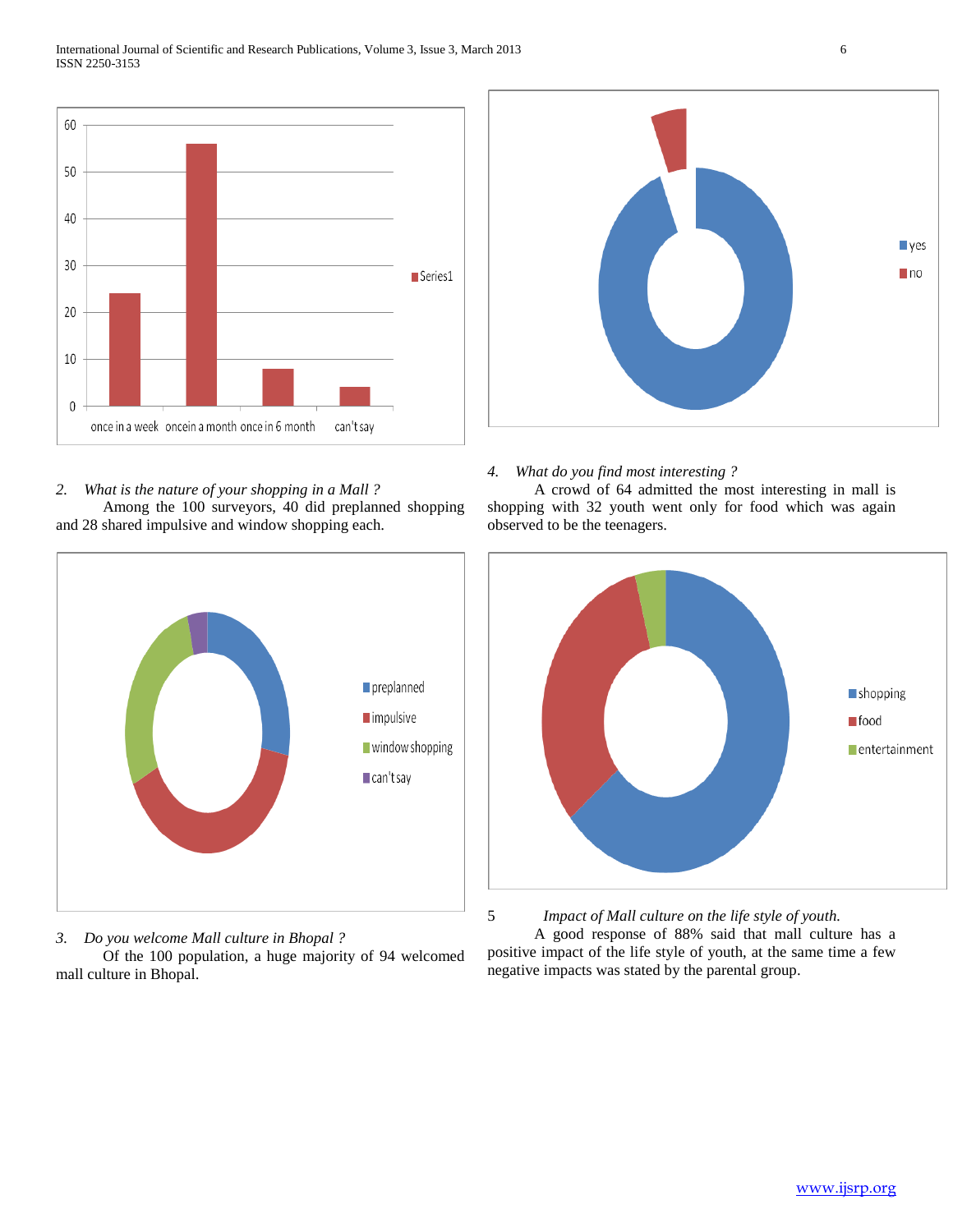*2. What is the nature of your shopping in a Mall ?*

Among the 100 surveyors, 40 did preplanned shopping and 28 shared impulsive and window shopping each.

*3. Do you welcome Mall culture in Bhopal ?*

Of the 100 population, a huge majority of 94 welcomed mall culture in Bhopal.

*4. What do you find most interesting ?*

A crowd of 64 admitted the most interesting in mall is shopping with 32 youth went only for food which was again observed to be the teenagers.

*5 Impact of Mall culture on the life style of youth.*

A good response of 88% said that mall culture has a positive impact of the life style of youth, at the same time a few negative impacts was stated by the parental group.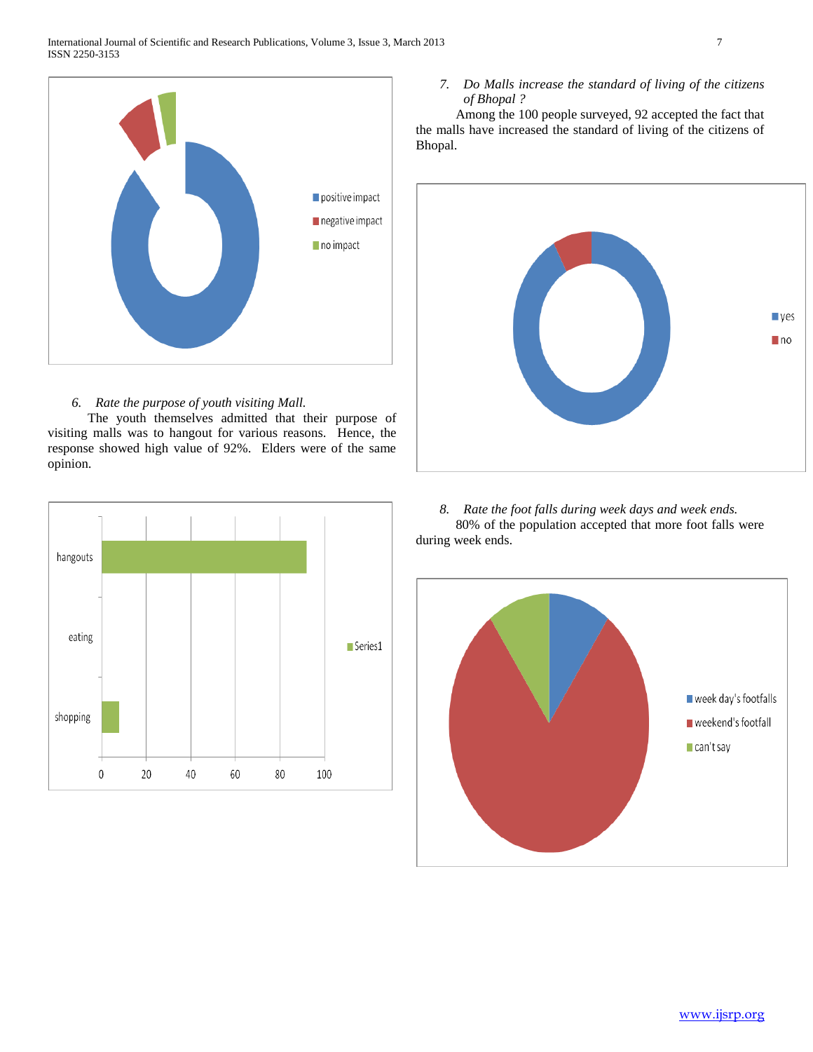6. *Rate the purpose of youth visiting Mall.*

The youth themselves admitted that their purpose of visiting malls was to hangout for various reasons. Hence, the response showed high value of 92%. Elders were of the same opinion.

7. *Do Malls increase the standard of living of the citizens of Bhopal ?*

Among the 100 people surveyed, 92 accepted the fact that the malls have increased the standard of living of the citizens of Bhopal.

8. *Rate the foot falls during week days and week ends.*

80% of the population accepted that more foot falls were during week ends.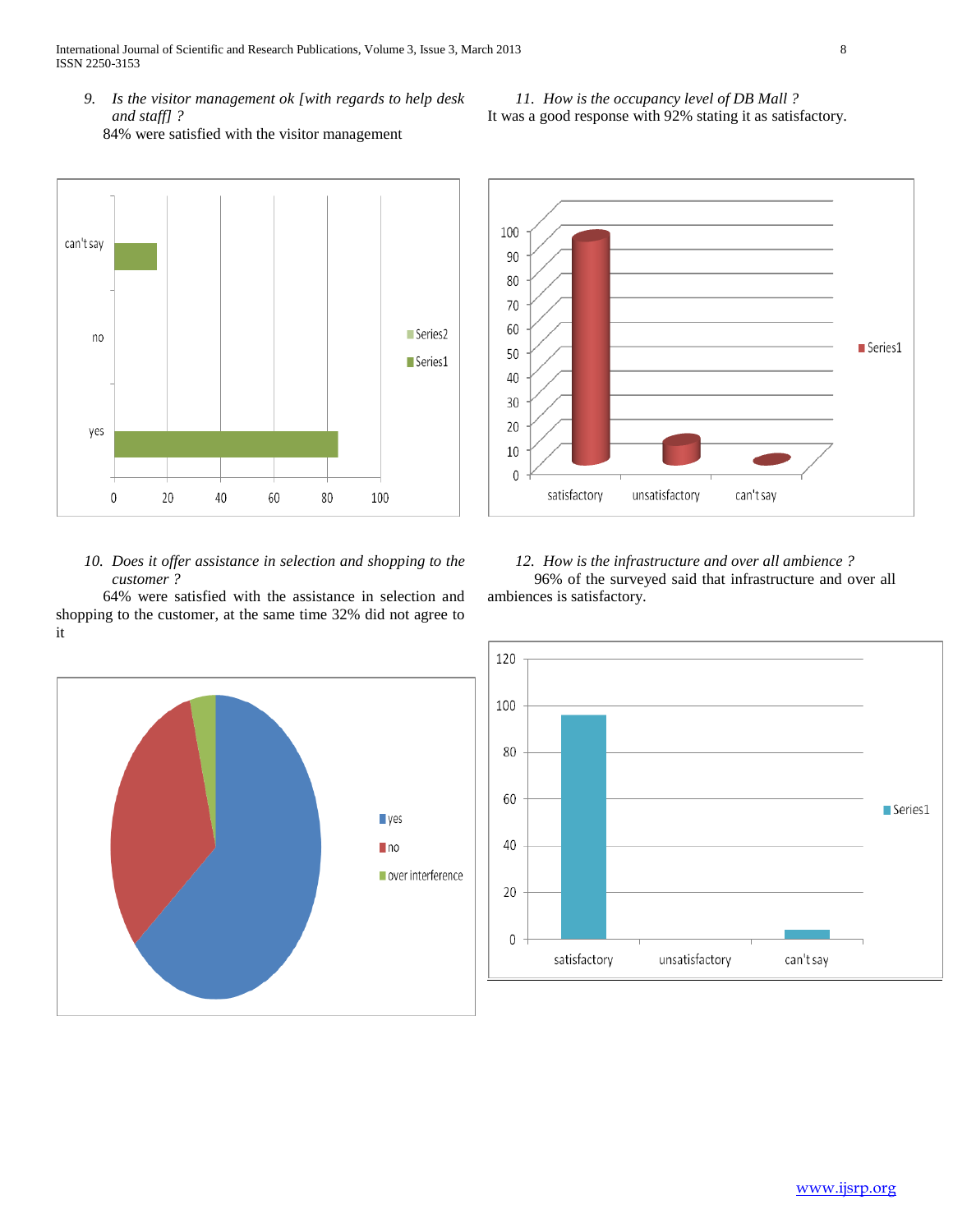9. *Is the visitor management ok [with regards to help desk and staff] ?*

84% were satisfied with the visitor management

11. *How is the occupancy level of DB Mall ?*

It was a good response with 92% stating it as satisfactory.

10. *Does it offer assistance in selection and shopping to the customer ?*

64% were satisfied with the assistance in selection and shopping to the customer, at the same time 32% did not agree to it

12. *How is the infrastructure and over all ambience ?*

96% of the surveyed said that infrastructure and over all ambiences is satisfactory.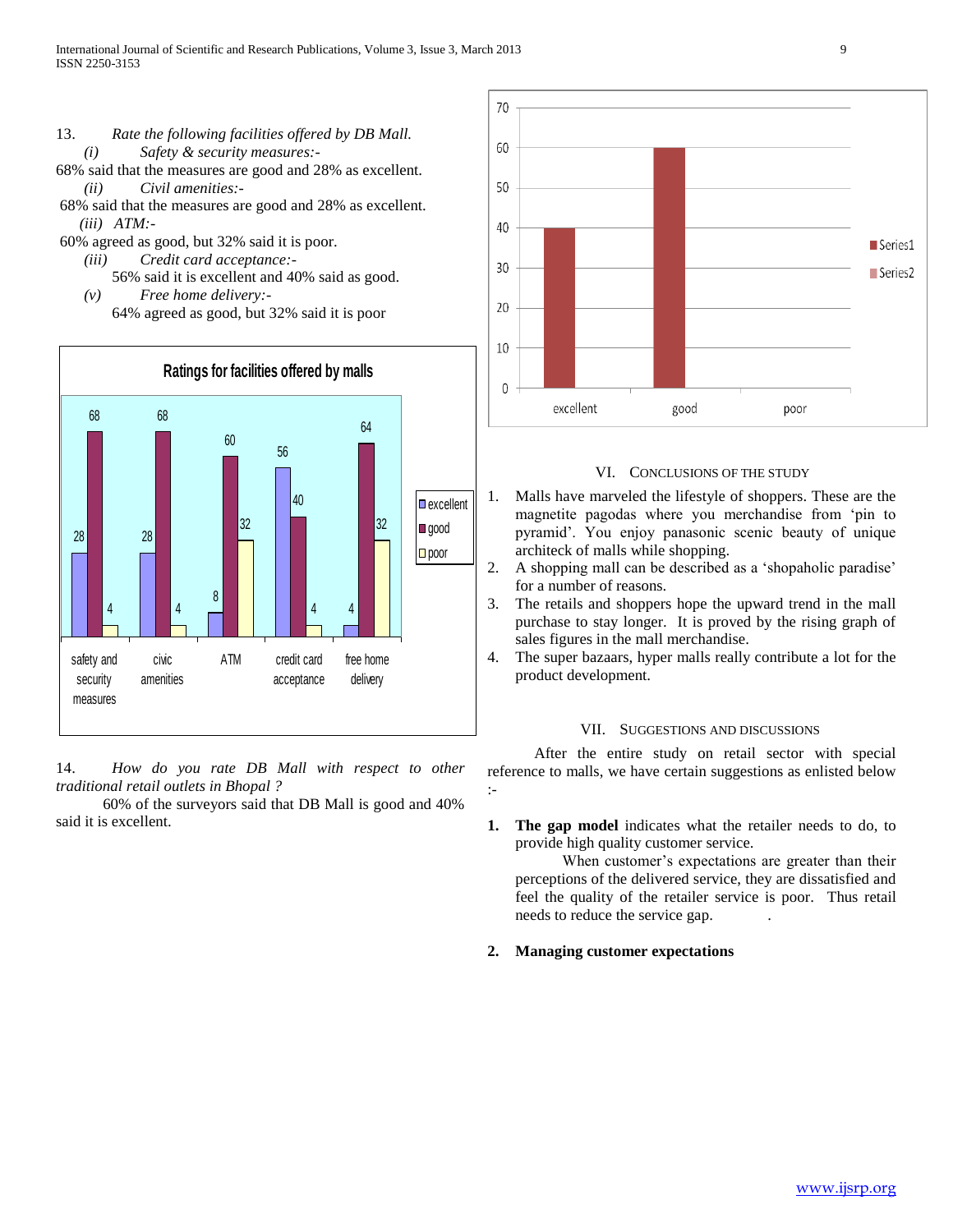13. *Rate the following facilities offered by DB Mall.*

(i) *Safety & security measures:-*

68% said that the measures are good and 28% as excellent.

(ii) *Civil amenities:-*

68% said that the measures are good and 28% as excellent.

(iii) *ATM:-*

60% agreed as good, but 32% said it is poor.

(iii) *Credit card acceptance:-*

56% said it is excellent and 40% said as good.

(v) *Free home delivery:-*

64% agreed as good, but 32% said it is poor

**Ratings for facilities offered by malls**

| | excellent | good | poor |
|---|---|---|---|
| safety and security measures | 28 | 68 | 4 |
| civic amenities | 28 | 68 | 4 |
| ATM | 8 | 60 | 32 |
| credit card acceptance | 56 | 40 | 4 |
| free home delivery | 4 | 64 | 32 |

14. *How do you rate DB Mall with respect to other traditional retail outlets in Bhopal ?*

60% of the surveyors said that DB Mall is good and 40% said it is excellent.

| | Series1 |
|---|---|
| excellent | 40 |
| good | 60 |
| poor | |

## VI. Conclusions of the Study

1. Malls have marveled the lifestyle of shoppers. These are the magnetite pagodas where you merchandise from 'pin to pyramid'. You enjoy panasonic scenic beauty of unique architeck of malls while shopping.
2. A shopping mall can be described as a 'shopaholic paradise' for a number of reasons.
3. The retails and shoppers hope the upward trend in the mall purchase to stay longer. It is proved by the rising graph of sales figures in the mall merchandise.
4. The super bazaars, hyper malls really contribute a lot for the product development.

## VII. Suggestions and Discussions

After the entire study on retail sector with special reference to malls, we have certain suggestions as enlisted below :-

1. **The gap model** indicates what the retailer needs to do, to provide high quality customer service.

   When customer's expectations are greater than their perceptions of the delivered service, they are dissatisfied and feel the quality of the retailer service is poor. Thus retail needs to reduce the service gap.

2. **Managing customer expectations**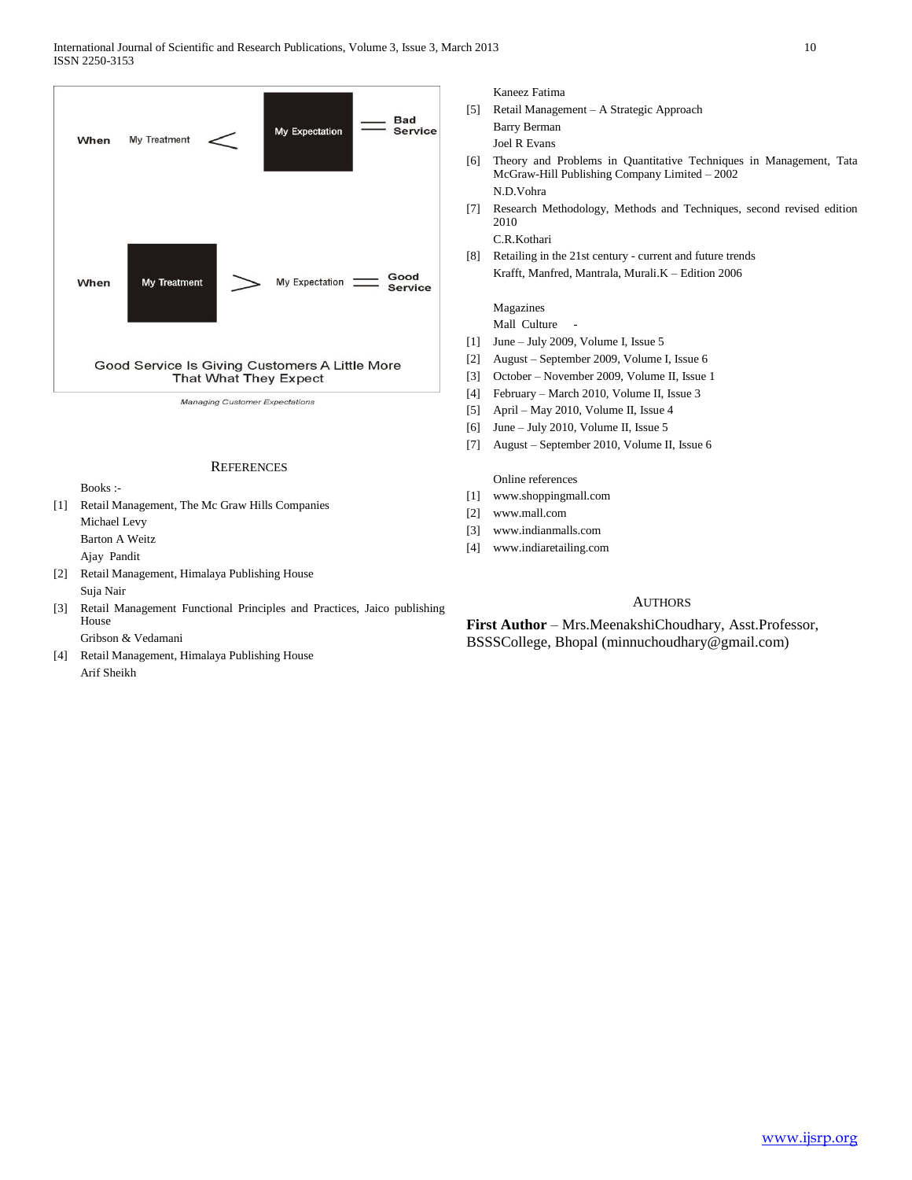When My Treatment < My Expectation = Bad Service

When My Treatment > My Expectation = Good Service

Good Service Is Giving Customers A Little More That What They Expect

*Managing Customer Expectations*

## REFERENCES

Books :-

[1] Retail Management, The Mc Graw Hills Companies
Michael Levy
Barton A Weitz
Ajay Pandit

[2] Retail Management, Himalaya Publishing House
Suja Nair

[3] Retail Management Functional Principles and Practices, Jaico publishing House
Gribson & Vedamani

[4] Retail Management, Himalaya Publishing House
Arif Sheikh
Kaneez Fatima

[5] Retail Management – A Strategic Approach
Barry Berman
Joel R Evans

[6] Theory and Problems in Quantitative Techniques in Management, Tata McGraw-Hill Publishing Company Limited – 2002
N.D.Vohra

[7] Research Methodology, Methods and Techniques, second revised edition 2010
C.R.Kothari

[8] Retailing in the 21st century - current and future trends
Krafft, Manfred, Mantrala, Murali.K – Edition 2006

Magazines

Mall Culture -

[1] June – July 2009, Volume I, Issue 5

[2] August – September 2009, Volume I, Issue 6

[3] October – November 2009, Volume II, Issue 1

[4] February – March 2010, Volume II, Issue 3

[5] April – May 2010, Volume II, Issue 4

[6] June – July 2010, Volume II, Issue 5

[7] August – September 2010, Volume II, Issue 6

Online references

[1] www.shoppingmall.com

[2] www.mall.com

[3] www.indianmalls.com

[4] www.indiaretailing.com

## AUTHORS

**First Author** – Mrs.MeenakshiChoudhary, Asst.Professor, BSSSCollege, Bhopal (minnuchoudhary@gmail.com)